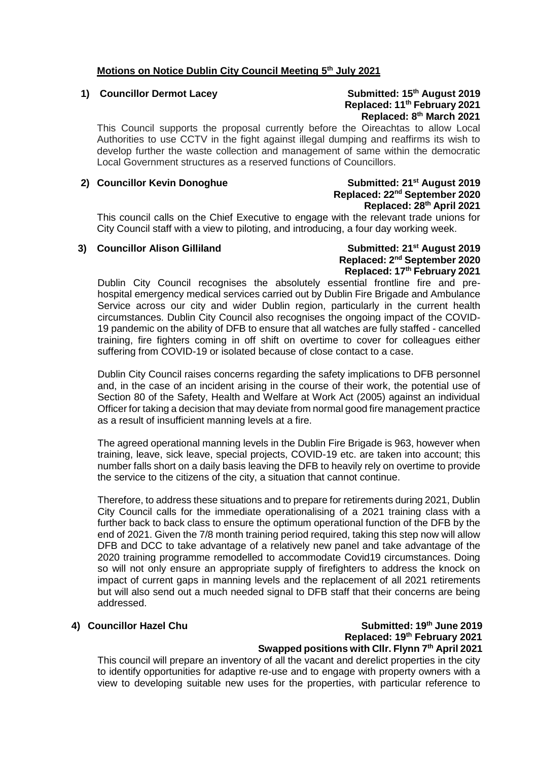## Motions on Notice Dublin City Council Meeting 5th July 2021

**1) Councillor Dermot Lacey**

**Submitted: 15th August 2019**
**Replaced: 11th February 2021**
**Replaced: 8th March 2021**

This Council supports the proposal currently before the Oireachtas to allow Local Authorities to use CCTV in the fight against illegal dumping and reaffirms its wish to develop further the waste collection and management of same within the democratic Local Government structures as a reserved functions of Councillors.

**2) Councillor Kevin Donoghue**

**Submitted: 21st August 2019**
**Replaced: 22nd September 2020**
**Replaced: 28th April 2021**

This council calls on the Chief Executive to engage with the relevant trade unions for City Council staff with a view to piloting, and introducing, a four day working week.

**3) Councillor Alison Gilliland**

**Submitted: 21st August 2019**
**Replaced: 2nd September 2020**
**Replaced: 17th February 2021**

Dublin City Council recognises the absolutely essential frontline fire and pre-hospital emergency medical services carried out by Dublin Fire Brigade and Ambulance Service across our city and wider Dublin region, particularly in the current health circumstances. Dublin City Council also recognises the ongoing impact of the COVID-19 pandemic on the ability of DFB to ensure that all watches are fully staffed - cancelled training, fire fighters coming in off shift on overtime to cover for colleagues either suffering from COVID-19 or isolated because of close contact to a case.

Dublin City Council raises concerns regarding the safety implications to DFB personnel and, in the case of an incident arising in the course of their work, the potential use of Section 80 of the Safety, Health and Welfare at Work Act (2005) against an individual Officer for taking a decision that may deviate from normal good fire management practice as a result of insufficient manning levels at a fire.

The agreed operational manning levels in the Dublin Fire Brigade is 963, however when training, leave, sick leave, special projects, COVID-19 etc. are taken into account; this number falls short on a daily basis leaving the DFB to heavily rely on overtime to provide the service to the citizens of the city, a situation that cannot continue.

Therefore, to address these situations and to prepare for retirements during 2021, Dublin City Council calls for the immediate operationalising of a 2021 training class with a further back to back class to ensure the optimum operational function of the DFB by the end of 2021. Given the 7/8 month training period required, taking this step now will allow DFB and DCC to take advantage of a relatively new panel and take advantage of the 2020 training programme remodelled to accommodate Covid19 circumstances. Doing so will not only ensure an appropriate supply of firefighters to address the knock on impact of current gaps in manning levels and the replacement of all 2021 retirements but will also send out a much needed signal to DFB staff that their concerns are being addressed.

**4) Councillor Hazel Chu**

**Submitted: 19th June 2019**
**Replaced: 19th February 2021**
**Swapped positions with Cllr. Flynn 7th April 2021**

This council will prepare an inventory of all the vacant and derelict properties in the city to identify opportunities for adaptive re-use and to engage with property owners with a view to developing suitable new uses for the properties, with particular reference to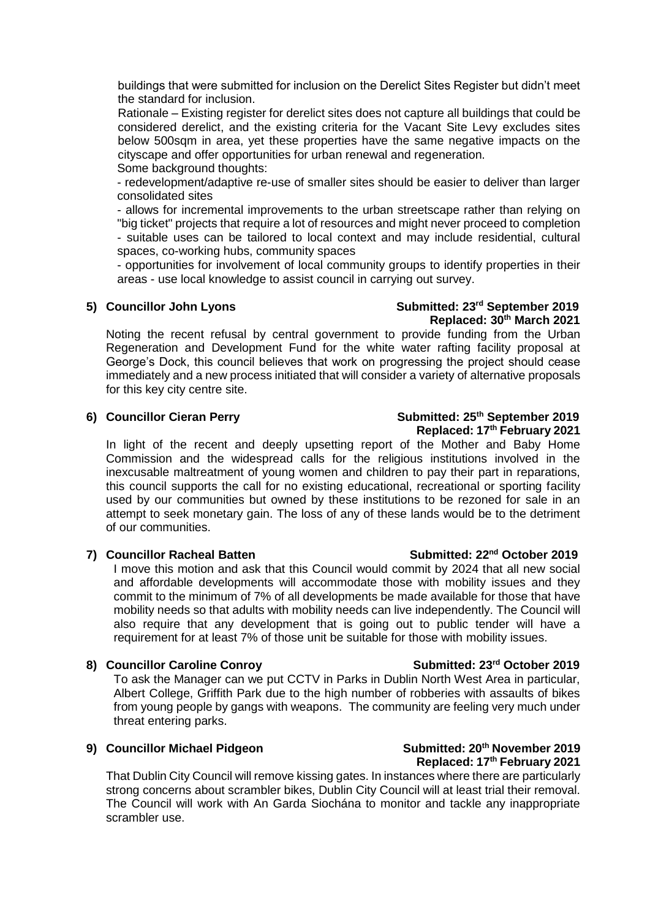buildings that were submitted for inclusion on the Derelict Sites Register but didn't meet the standard for inclusion.

Rationale – Existing register for derelict sites does not capture all buildings that could be considered derelict, and the existing criteria for the Vacant Site Levy excludes sites below 500sqm in area, yet these properties have the same negative impacts on the cityscape and offer opportunities for urban renewal and regeneration.

Some background thoughts:

- redevelopment/adaptive re-use of smaller sites should be easier to deliver than larger consolidated sites
- allows for incremental improvements to the urban streetscape rather than relying on "big ticket" projects that require a lot of resources and might never proceed to completion
- suitable uses can be tailored to local context and may include residential, cultural spaces, co-working hubs, community spaces
- opportunities for involvement of local community groups to identify properties in their areas - use local knowledge to assist council in carrying out survey.

**5) Councillor John Lyons** **Submitted: 23rd September 2019**
**Replaced: 30th March 2021**

Noting the recent refusal by central government to provide funding from the Urban Regeneration and Development Fund for the white water rafting facility proposal at George's Dock, this council believes that work on progressing the project should cease immediately and a new process initiated that will consider a variety of alternative proposals for this key city centre site.

**6) Councillor Cieran Perry** **Submitted: 25th September 2019**
**Replaced: 17th February 2021**

In light of the recent and deeply upsetting report of the Mother and Baby Home Commission and the widespread calls for the religious institutions involved in the inexcusable maltreatment of young women and children to pay their part in reparations, this council supports the call for no existing educational, recreational or sporting facility used by our communities but owned by these institutions to be rezoned for sale in an attempt to seek monetary gain. The loss of any of these lands would be to the detriment of our communities.

**7) Councillor Racheal Batten** **Submitted: 22nd October 2019**

I move this motion and ask that this Council would commit by 2024 that all new social and affordable developments will accommodate those with mobility issues and they commit to the minimum of 7% of all developments be made available for those that have mobility needs so that adults with mobility needs can live independently. The Council will also require that any development that is going out to public tender will have a requirement for at least 7% of those unit be suitable for those with mobility issues.

**8) Councillor Caroline Conroy** **Submitted: 23rd October 2019**

To ask the Manager can we put CCTV in Parks in Dublin North West Area in particular, Albert College, Griffith Park due to the high number of robberies with assaults of bikes from young people by gangs with weapons. The community are feeling very much under threat entering parks.

**9) Councillor Michael Pidgeon** **Submitted: 20th November 2019**
**Replaced: 17th February 2021**

That Dublin City Council will remove kissing gates. In instances where there are particularly strong concerns about scrambler bikes, Dublin City Council will at least trial their removal. The Council will work with An Garda Siochána to monitor and tackle any inappropriate scrambler use.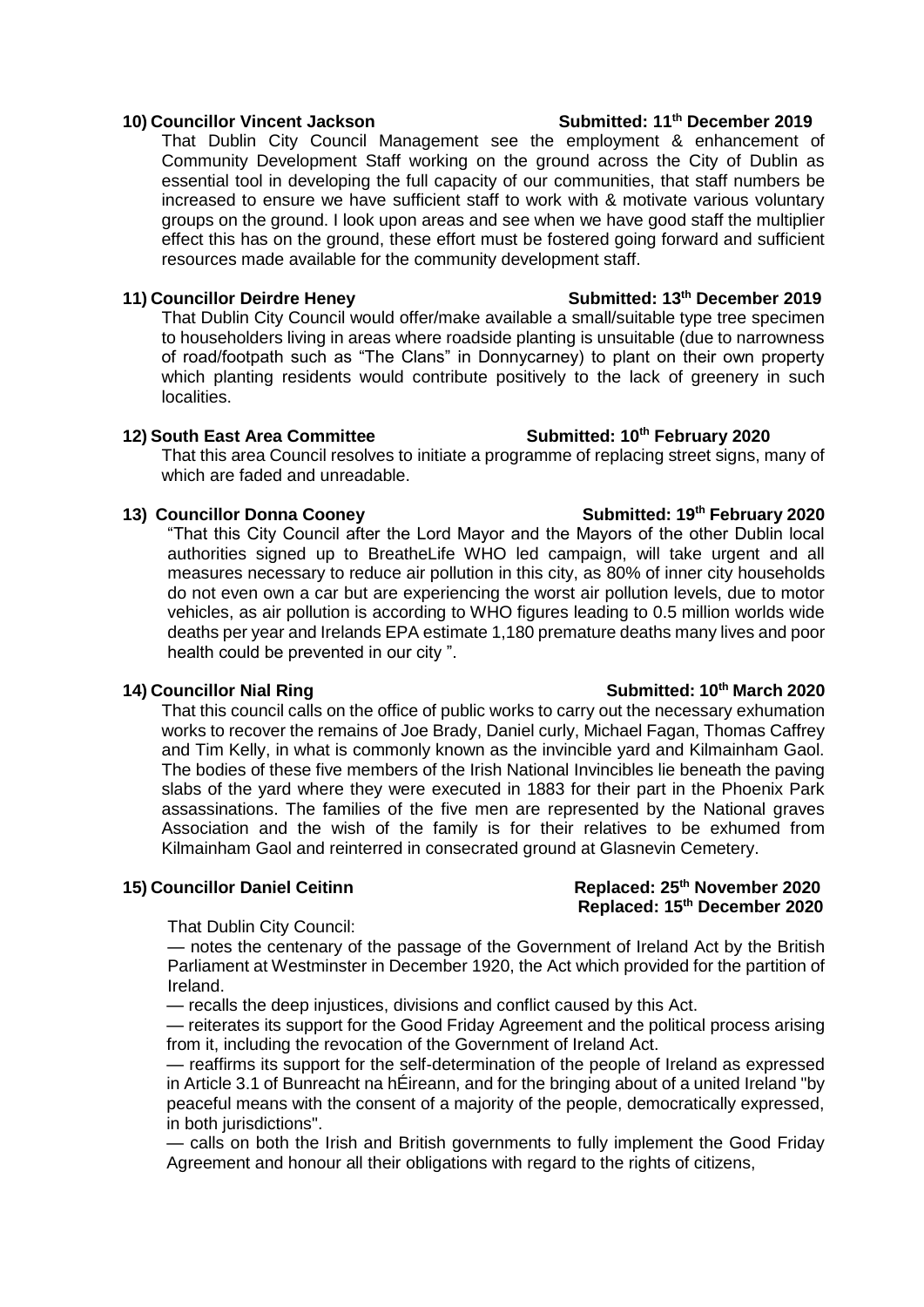**10) Councillor Vincent Jackson** **Submitted: 11th December 2019**

That Dublin City Council Management see the employment & enhancement of Community Development Staff working on the ground across the City of Dublin as essential tool in developing the full capacity of our communities, that staff numbers be increased to ensure we have sufficient staff to work with & motivate various voluntary groups on the ground. I look upon areas and see when we have good staff the multiplier effect this has on the ground, these effort must be fostered going forward and sufficient resources made available for the community development staff.

**11) Councillor Deirdre Heney** **Submitted: 13th December 2019**

That Dublin City Council would offer/make available a small/suitable type tree specimen to householders living in areas where roadside planting is unsuitable (due to narrowness of road/footpath such as "The Clans" in Donnycarney) to plant on their own property which planting residents would contribute positively to the lack of greenery in such localities.

**12) South East Area Committee** **Submitted: 10th February 2020**

That this area Council resolves to initiate a programme of replacing street signs, many of which are faded and unreadable.

**13) Councillor Donna Cooney** **Submitted: 19th February 2020**

"That this City Council after the Lord Mayor and the Mayors of the other Dublin local authorities signed up to BreatheLife WHO led campaign, will take urgent and all measures necessary to reduce air pollution in this city, as 80% of inner city households do not even own a car but are experiencing the worst air pollution levels, due to motor vehicles, as air pollution is according to WHO figures leading to 0.5 million worlds wide deaths per year and Irelands EPA estimate 1,180 premature deaths many lives and poor health could be prevented in our city ".

**14) Councillor Nial Ring** **Submitted: 10th March 2020**

That this council calls on the office of public works to carry out the necessary exhumation works to recover the remains of Joe Brady, Daniel curly, Michael Fagan, Thomas Caffrey and Tim Kelly, in what is commonly known as the invincible yard and Kilmainham Gaol. The bodies of these five members of the Irish National Invincibles lie beneath the paving slabs of the yard where they were executed in 1883 for their part in the Phoenix Park assassinations. The families of the five men are represented by the National graves Association and the wish of the family is for their relatives to be exhumed from Kilmainham Gaol and reinterred in consecrated ground at Glasnevin Cemetery.

**15) Councillor Daniel Ceitinn** **Replaced: 25th November 2020**
**Replaced: 15th December 2020**

That Dublin City Council:

— notes the centenary of the passage of the Government of Ireland Act by the British Parliament at Westminster in December 1920, the Act which provided for the partition of Ireland.

— recalls the deep injustices, divisions and conflict caused by this Act.

— reiterates its support for the Good Friday Agreement and the political process arising from it, including the revocation of the Government of Ireland Act.

— reaffirms its support for the self-determination of the people of Ireland as expressed in Article 3.1 of Bunreacht na hÉireann, and for the bringing about of a united Ireland "by peaceful means with the consent of a majority of the people, democratically expressed, in both jurisdictions".

— calls on both the Irish and British governments to fully implement the Good Friday Agreement and honour all their obligations with regard to the rights of citizens,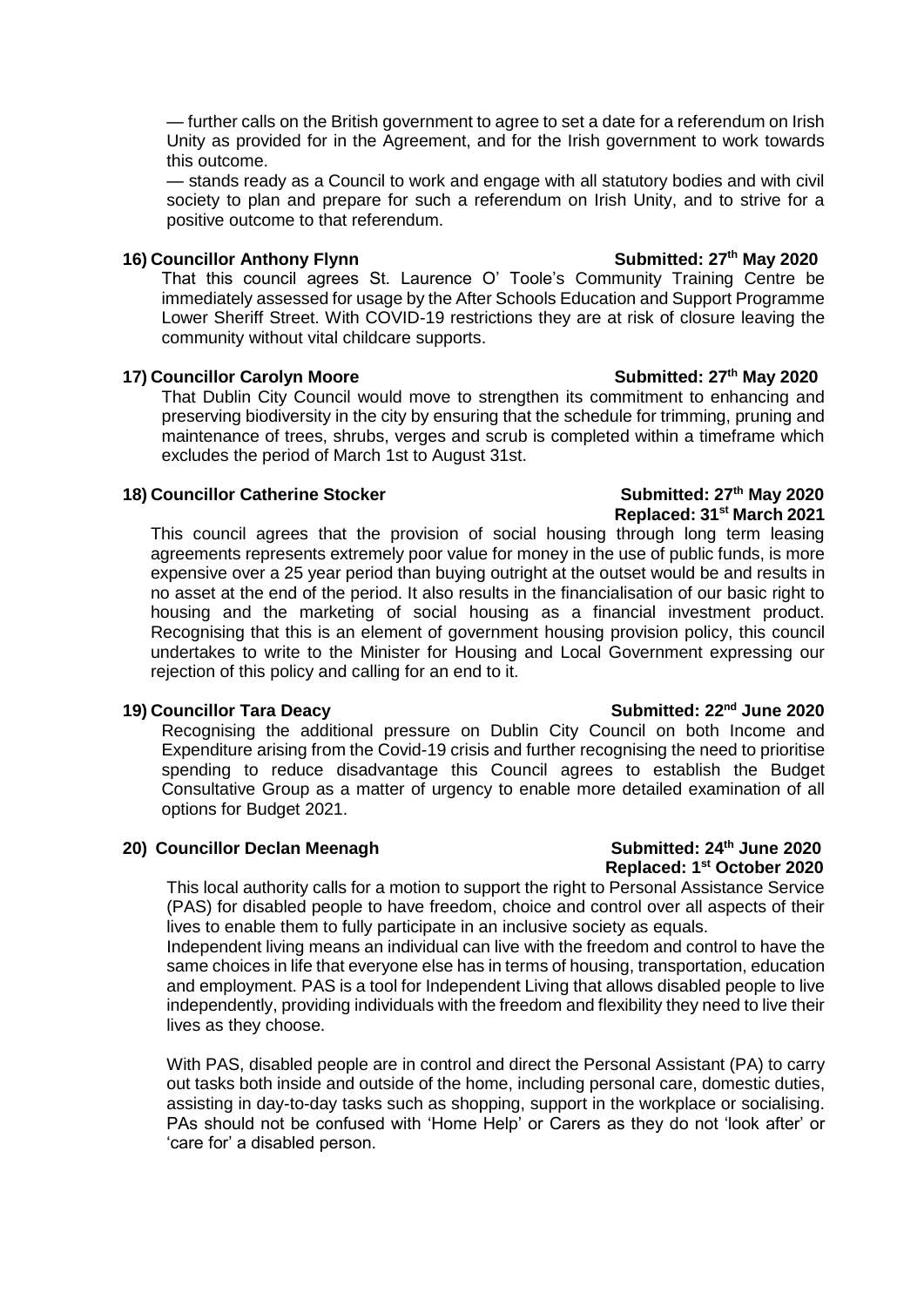— further calls on the British government to agree to set a date for a referendum on Irish Unity as provided for in the Agreement, and for the Irish government to work towards this outcome.

— stands ready as a Council to work and engage with all statutory bodies and with civil society to plan and prepare for such a referendum on Irish Unity, and to strive for a positive outcome to that referendum.

**16) Councillor Anthony Flynn** **Submitted: 27th May 2020**

That this council agrees St. Laurence O' Toole's Community Training Centre be immediately assessed for usage by the After Schools Education and Support Programme Lower Sheriff Street. With COVID-19 restrictions they are at risk of closure leaving the community without vital childcare supports.

**17) Councillor Carolyn Moore** **Submitted: 27th May 2020**

That Dublin City Council would move to strengthen its commitment to enhancing and preserving biodiversity in the city by ensuring that the schedule for trimming, pruning and maintenance of trees, shrubs, verges and scrub is completed within a timeframe which excludes the period of March 1st to August 31st.

**18) Councillor Catherine Stocker** **Submitted: 27th May 2020**
**Replaced: 31st March 2021**

This council agrees that the provision of social housing through long term leasing agreements represents extremely poor value for money in the use of public funds, is more expensive over a 25 year period than buying outright at the outset would be and results in no asset at the end of the period. It also results in the financialisation of our basic right to housing and the marketing of social housing as a financial investment product. Recognising that this is an element of government housing provision policy, this council undertakes to write to the Minister for Housing and Local Government expressing our rejection of this policy and calling for an end to it.

**19) Councillor Tara Deacy** **Submitted: 22nd June 2020**

Recognising the additional pressure on Dublin City Council on both Income and Expenditure arising from the Covid-19 crisis and further recognising the need to prioritise spending to reduce disadvantage this Council agrees to establish the Budget Consultative Group as a matter of urgency to enable more detailed examination of all options for Budget 2021.

**20) Councillor Declan Meenagh** **Submitted: 24th June 2020**
**Replaced: 1st October 2020**

This local authority calls for a motion to support the right to Personal Assistance Service (PAS) for disabled people to have freedom, choice and control over all aspects of their lives to enable them to fully participate in an inclusive society as equals.

Independent living means an individual can live with the freedom and control to have the same choices in life that everyone else has in terms of housing, transportation, education and employment. PAS is a tool for Independent Living that allows disabled people to live independently, providing individuals with the freedom and flexibility they need to live their lives as they choose.

With PAS, disabled people are in control and direct the Personal Assistant (PA) to carry out tasks both inside and outside of the home, including personal care, domestic duties, assisting in day-to-day tasks such as shopping, support in the workplace or socialising. PAs should not be confused with 'Home Help' or Carers as they do not 'look after' or 'care for' a disabled person.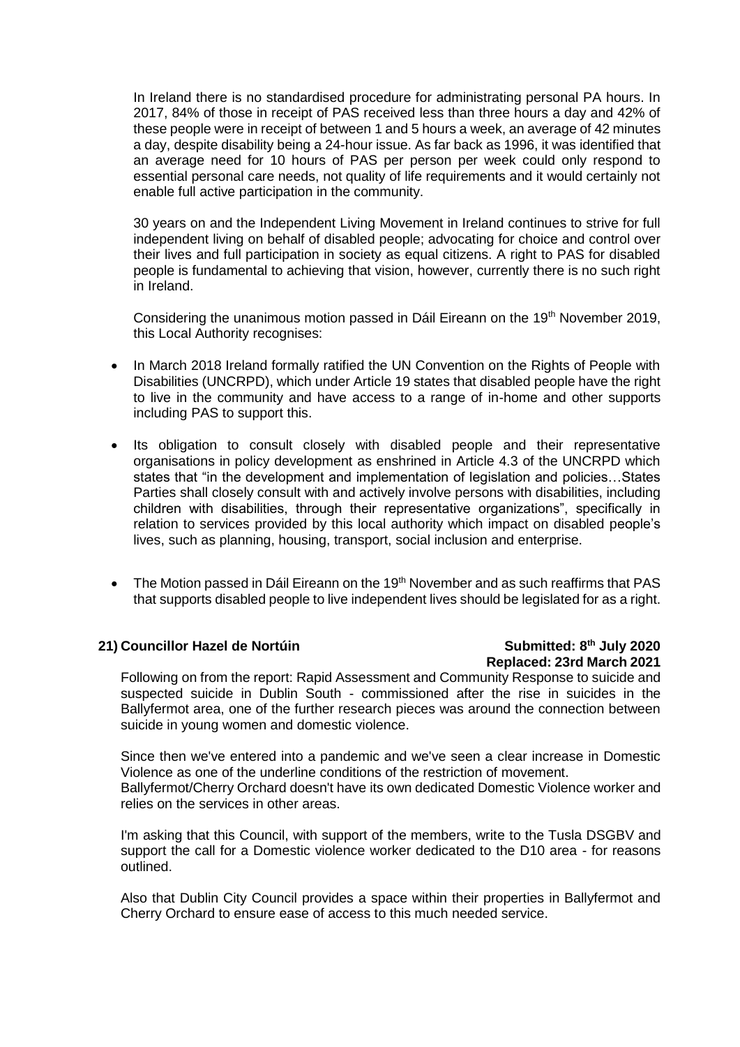In Ireland there is no standardised procedure for administrating personal PA hours. In 2017, 84% of those in receipt of PAS received less than three hours a day and 42% of these people were in receipt of between 1 and 5 hours a week, an average of 42 minutes a day, despite disability being a 24-hour issue. As far back as 1996, it was identified that an average need for 10 hours of PAS per person per week could only respond to essential personal care needs, not quality of life requirements and it would certainly not enable full active participation in the community.

30 years on and the Independent Living Movement in Ireland continues to strive for full independent living on behalf of disabled people; advocating for choice and control over their lives and full participation in society as equal citizens. A right to PAS for disabled people is fundamental to achieving that vision, however, currently there is no such right in Ireland.

Considering the unanimous motion passed in Dáil Eireann on the 19th November 2019, this Local Authority recognises:

- In March 2018 Ireland formally ratified the UN Convention on the Rights of People with Disabilities (UNCRPD), which under Article 19 states that disabled people have the right to live in the community and have access to a range of in-home and other supports including PAS to support this.
- Its obligation to consult closely with disabled people and their representative organisations in policy development as enshrined in Article 4.3 of the UNCRPD which states that "in the development and implementation of legislation and policies…States Parties shall closely consult with and actively involve persons with disabilities, including children with disabilities, through their representative organizations", specifically in relation to services provided by this local authority which impact on disabled people's lives, such as planning, housing, transport, social inclusion and enterprise.
- The Motion passed in Dáil Eireann on the 19th November and as such reaffirms that PAS that supports disabled people to live independent lives should be legislated for as a right.

**21) Councillor Hazel de Nortúin** **Submitted: 8th July 2020**
**Replaced: 23rd March 2021**

Following on from the report: Rapid Assessment and Community Response to suicide and suspected suicide in Dublin South - commissioned after the rise in suicides in the Ballyfermot area, one of the further research pieces was around the connection between suicide in young women and domestic violence.

Since then we've entered into a pandemic and we've seen a clear increase in Domestic Violence as one of the underline conditions of the restriction of movement.
Ballyfermot/Cherry Orchard doesn't have its own dedicated Domestic Violence worker and relies on the services in other areas.

I'm asking that this Council, with support of the members, write to the Tusla DSGBV and support the call for a Domestic violence worker dedicated to the D10 area - for reasons outlined.

Also that Dublin City Council provides a space within their properties in Ballyfermot and Cherry Orchard to ensure ease of access to this much needed service.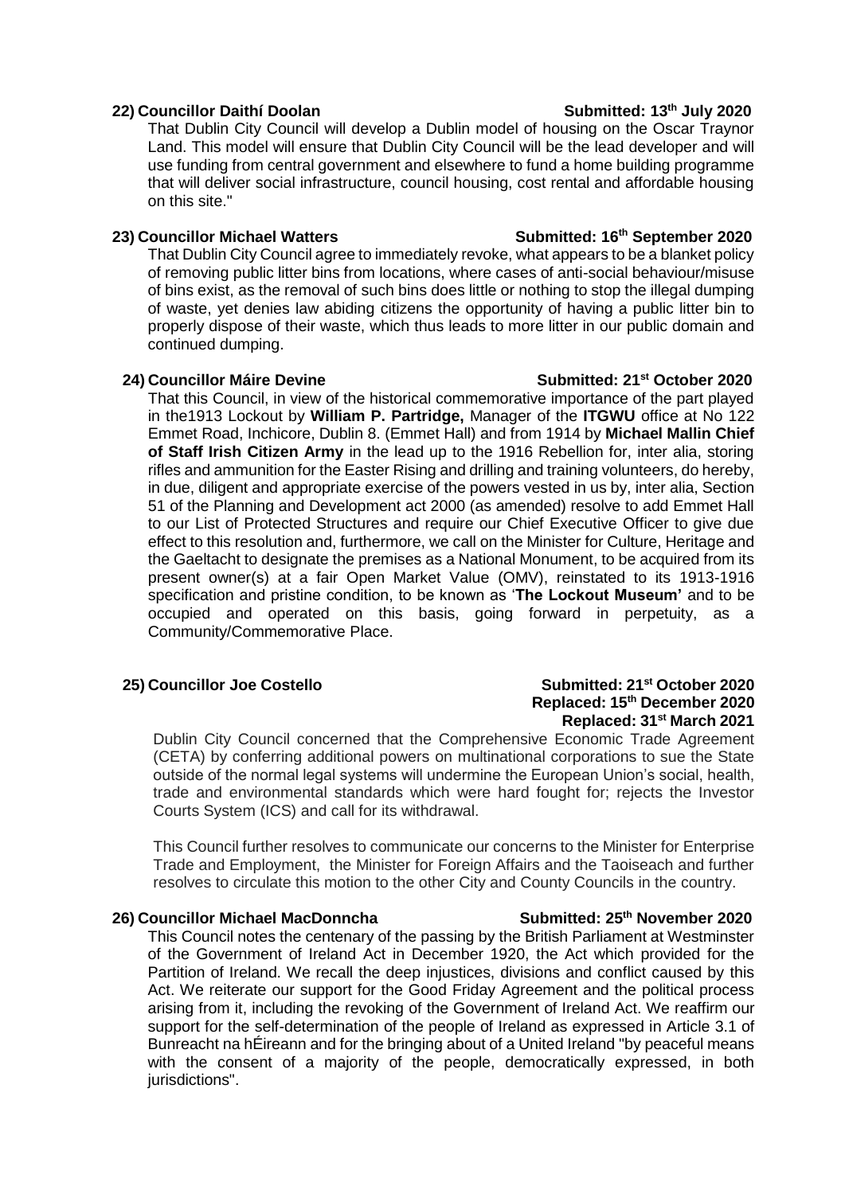**22) Councillor Daithí Doolan** **Submitted: 13th July 2020**

That Dublin City Council will develop a Dublin model of housing on the Oscar Traynor Land. This model will ensure that Dublin City Council will be the lead developer and will use funding from central government and elsewhere to fund a home building programme that will deliver social infrastructure, council housing, cost rental and affordable housing on this site."

**23) Councillor Michael Watters** **Submitted: 16th September 2020**

That Dublin City Council agree to immediately revoke, what appears to be a blanket policy of removing public litter bins from locations, where cases of anti-social behaviour/misuse of bins exist, as the removal of such bins does little or nothing to stop the illegal dumping of waste, yet denies law abiding citizens the opportunity of having a public litter bin to properly dispose of their waste, which thus leads to more litter in our public domain and continued dumping.

**24) Councillor Máire Devine** **Submitted: 21st October 2020**

That this Council, in view of the historical commemorative importance of the part played in the1913 Lockout by **William P. Partridge,** Manager of the **ITGWU** office at No 122 Emmet Road, Inchicore, Dublin 8. (Emmet Hall) and from 1914 by **Michael Mallin Chief of Staff Irish Citizen Army** in the lead up to the 1916 Rebellion for, inter alia, storing rifles and ammunition for the Easter Rising and drilling and training volunteers, do hereby, in due, diligent and appropriate exercise of the powers vested in us by, inter alia, Section 51 of the Planning and Development act 2000 (as amended) resolve to add Emmet Hall to our List of Protected Structures and require our Chief Executive Officer to give due effect to this resolution and, furthermore, we call on the Minister for Culture, Heritage and the Gaeltacht to designate the premises as a National Monument, to be acquired from its present owner(s) at a fair Open Market Value (OMV), reinstated to its 1913-1916 specification and pristine condition, to be known as '**The Lockout Museum'** and to be occupied and operated on this basis, going forward in perpetuity, as a Community/Commemorative Place.

**25) Councillor Joe Costello** **Submitted: 21st October 2020**
**Replaced: 15th December 2020**
**Replaced: 31st March 2021**

Dublin City Council concerned that the Comprehensive Economic Trade Agreement (CETA) by conferring additional powers on multinational corporations to sue the State outside of the normal legal systems will undermine the European Union's social, health, trade and environmental standards which were hard fought for; rejects the Investor Courts System (ICS) and call for its withdrawal.

This Council further resolves to communicate our concerns to the Minister for Enterprise Trade and Employment, the Minister for Foreign Affairs and the Taoiseach and further resolves to circulate this motion to the other City and County Councils in the country.

**26) Councillor Michael MacDonncha** **Submitted: 25th November 2020**

This Council notes the centenary of the passing by the British Parliament at Westminster of the Government of Ireland Act in December 1920, the Act which provided for the Partition of Ireland. We recall the deep injustices, divisions and conflict caused by this Act. We reiterate our support for the Good Friday Agreement and the political process arising from it, including the revoking of the Government of Ireland Act. We reaffirm our support for the self-determination of the people of Ireland as expressed in Article 3.1 of Bunreacht na hÉireann and for the bringing about of a United Ireland "by peaceful means with the consent of a majority of the people, democratically expressed, in both jurisdictions".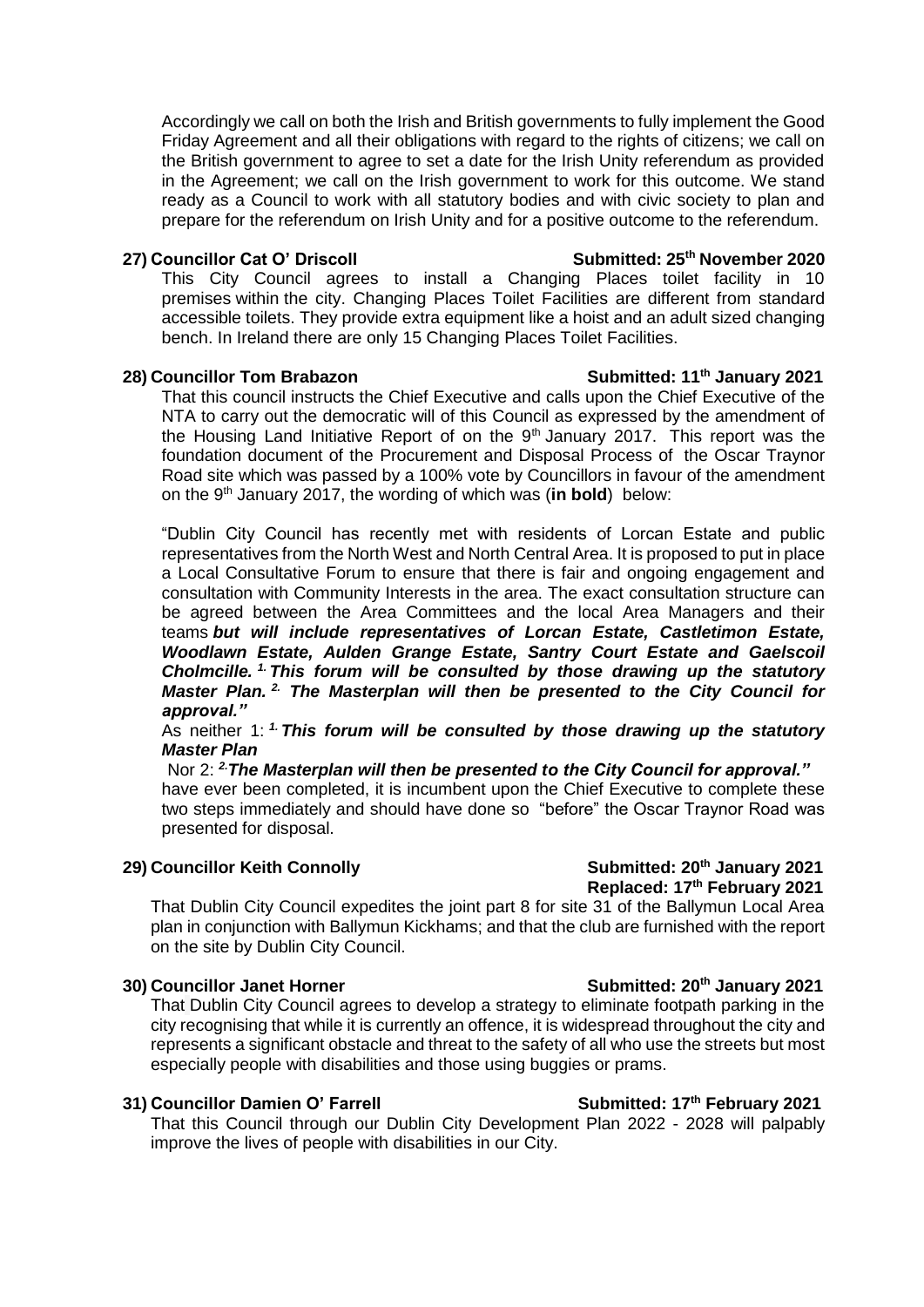Accordingly we call on both the Irish and British governments to fully implement the Good Friday Agreement and all their obligations with regard to the rights of citizens; we call on the British government to agree to set a date for the Irish Unity referendum as provided in the Agreement; we call on the Irish government to work for this outcome. We stand ready as a Council to work with all statutory bodies and with civic society to plan and prepare for the referendum on Irish Unity and for a positive outcome to the referendum.

**27) Councillor Cat O' Driscoll** **Submitted: 25th November 2020**

This City Council agrees to install a Changing Places toilet facility in 10 premises within the city. Changing Places Toilet Facilities are different from standard accessible toilets. They provide extra equipment like a hoist and an adult sized changing bench. In Ireland there are only 15 Changing Places Toilet Facilities.

**28) Councillor Tom Brabazon** **Submitted: 11th January 2021**

That this council instructs the Chief Executive and calls upon the Chief Executive of the NTA to carry out the democratic will of this Council as expressed by the amendment of the Housing Land Initiative Report of on the 9th January 2017. This report was the foundation document of the Procurement and Disposal Process of the Oscar Traynor Road site which was passed by a 100% vote by Councillors in favour of the amendment on the 9th January 2017, the wording of which was (**in bold**) below:

"Dublin City Council has recently met with residents of Lorcan Estate and public representatives from the North West and North Central Area. It is proposed to put in place a Local Consultative Forum to ensure that there is fair and ongoing engagement and consultation with Community Interests in the area. The exact consultation structure can be agreed between the Area Committees and the local Area Managers and their teams ***but will include representatives of Lorcan Estate, Castletimon Estate, Woodlawn Estate, Aulden Grange Estate, Santry Court Estate and Gaelscoil Cholmcille. 1. This forum will be consulted by those drawing up the statutory Master Plan. 2. The Masterplan will then be presented to the City Council for approval."***

As neither 1: ***1. This forum will be consulted by those drawing up the statutory Master Plan***

Nor 2: ***2. The Masterplan will then be presented to the City Council for approval."***

have ever been completed, it is incumbent upon the Chief Executive to complete these two steps immediately and should have done so "before" the Oscar Traynor Road was presented for disposal.

**29) Councillor Keith Connolly** **Submitted: 20th January 2021**
**Replaced: 17th February 2021**

That Dublin City Council expedites the joint part 8 for site 31 of the Ballymun Local Area plan in conjunction with Ballymun Kickhams; and that the club are furnished with the report on the site by Dublin City Council.

**30) Councillor Janet Horner** **Submitted: 20th January 2021**

That Dublin City Council agrees to develop a strategy to eliminate footpath parking in the city recognising that while it is currently an offence, it is widespread throughout the city and represents a significant obstacle and threat to the safety of all who use the streets but most especially people with disabilities and those using buggies or prams.

**31) Councillor Damien O' Farrell** **Submitted: 17th February 2021**

That this Council through our Dublin City Development Plan 2022 - 2028 will palpably improve the lives of people with disabilities in our City.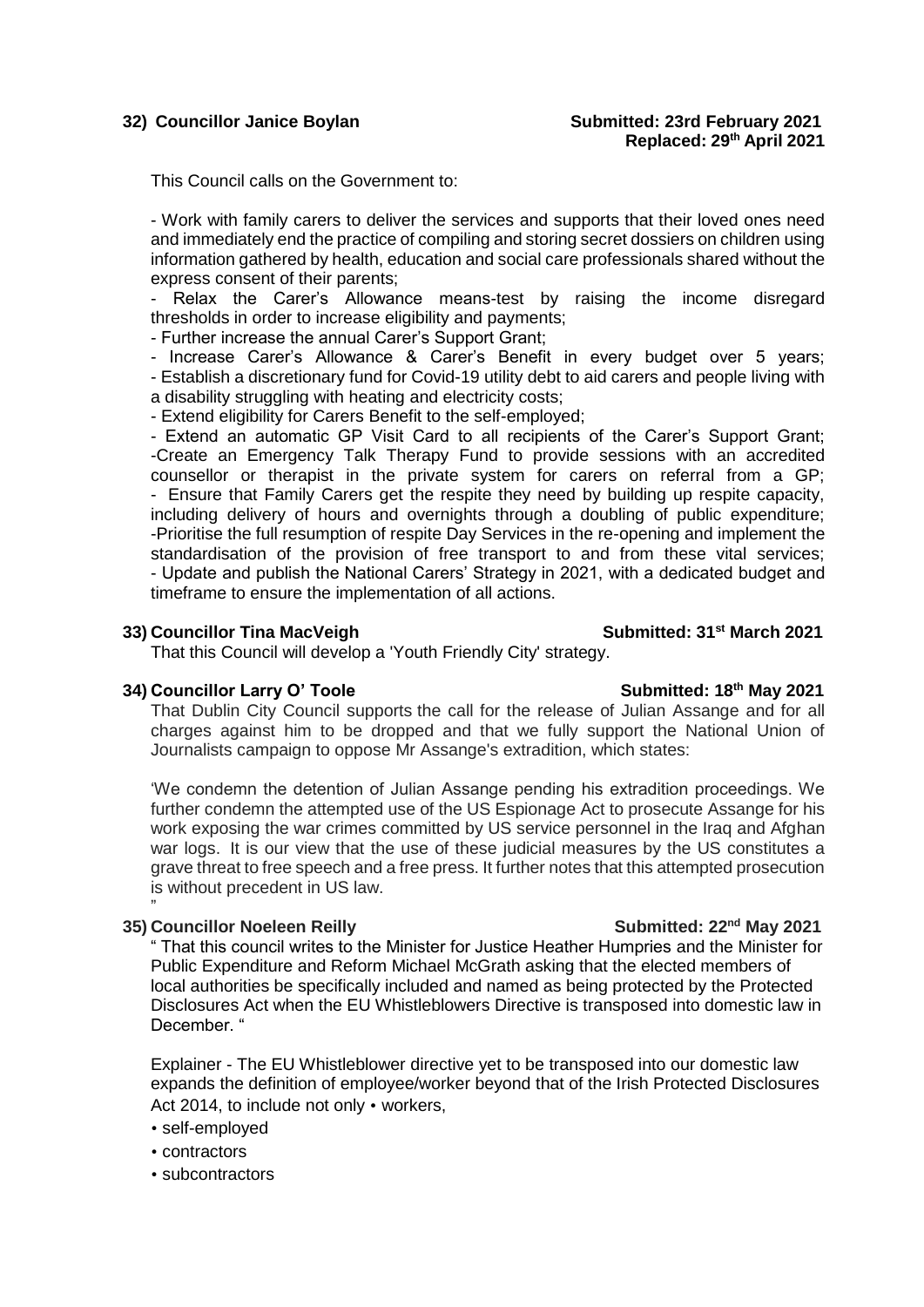**32) Councillor Janice Boylan** **Submitted: 23rd February 2021**
**Replaced: 29th April 2021**

This Council calls on the Government to:

- Work with family carers to deliver the services and supports that their loved ones need and immediately end the practice of compiling and storing secret dossiers on children using information gathered by health, education and social care professionals shared without the express consent of their parents;
- Relax the Carer's Allowance means-test by raising the income disregard thresholds in order to increase eligibility and payments;
- Further increase the annual Carer's Support Grant;
- Increase Carer's Allowance & Carer's Benefit in every budget over 5 years;
- Establish a discretionary fund for Covid-19 utility debt to aid carers and people living with a disability struggling with heating and electricity costs;
- Extend eligibility for Carers Benefit to the self-employed;
- Extend an automatic GP Visit Card to all recipients of the Carer's Support Grant;
- Create an Emergency Talk Therapy Fund to provide sessions with an accredited counsellor or therapist in the private system for carers on referral from a GP;
- Ensure that Family Carers get the respite they need by building up respite capacity, including delivery of hours and overnights through a doubling of public expenditure;
- Prioritise the full resumption of respite Day Services in the re-opening and implement the standardisation of the provision of free transport to and from these vital services;
- Update and publish the National Carers' Strategy in 2021, with a dedicated budget and timeframe to ensure the implementation of all actions.

**33) Councillor Tina MacVeigh** **Submitted: 31st March 2021**

That this Council will develop a 'Youth Friendly City' strategy.

**34) Councillor Larry O' Toole** **Submitted: 18th May 2021**

That Dublin City Council supports the call for the release of Julian Assange and for all charges against him to be dropped and that we fully support the National Union of Journalists campaign to oppose Mr Assange's extradition, which states:

'We condemn the detention of Julian Assange pending his extradition proceedings. We further condemn the attempted use of the US Espionage Act to prosecute Assange for his work exposing the war crimes committed by US service personnel in the Iraq and Afghan war logs. It is our view that the use of these judicial measures by the US constitutes a grave threat to free speech and a free press. It further notes that this attempted prosecution is without precedent in US law.
"

**35) Councillor Noeleen Reilly** **Submitted: 22nd May 2021**

" That this council writes to the Minister for Justice Heather Humpries and the Minister for Public Expenditure and Reform Michael McGrath asking that the elected members of local authorities be specifically included and named as being protected by the Protected Disclosures Act when the EU Whistleblowers Directive is transposed into domestic law in December. "

Explainer - The EU Whistleblower directive yet to be transposed into our domestic law expands the definition of employee/worker beyond that of the Irish Protected Disclosures Act 2014, to include not only • workers,

- self-employed
- contractors
- subcontractors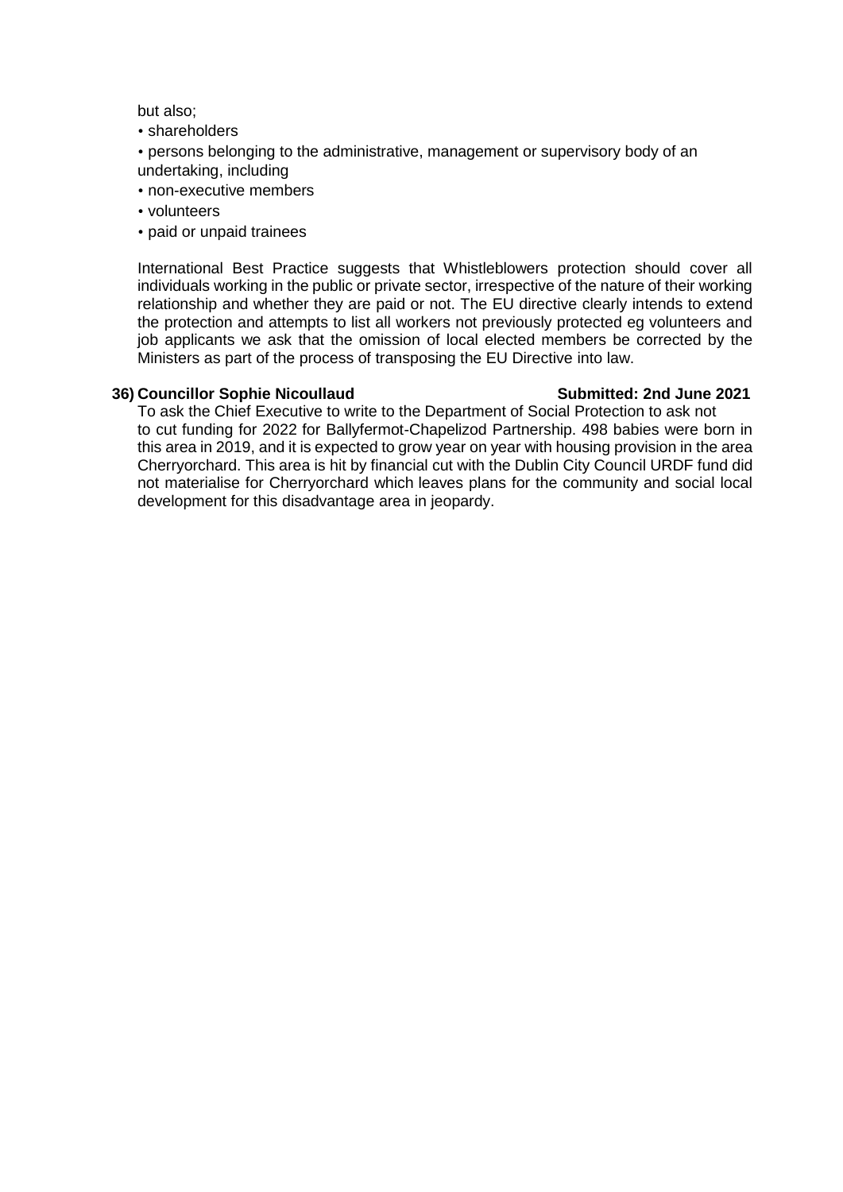but also;

- shareholders
- persons belonging to the administrative, management or supervisory body of an undertaking, including
- non-executive members
- volunteers
- paid or unpaid trainees

International Best Practice suggests that Whistleblowers protection should cover all individuals working in the public or private sector, irrespective of the nature of their working relationship and whether they are paid or not. The EU directive clearly intends to extend the protection and attempts to list all workers not previously protected eg volunteers and job applicants we ask that the omission of local elected members be corrected by the Ministers as part of the process of transposing the EU Directive into law.

**36) Councillor Sophie Nicoullaud** **Submitted: 2nd June 2021**

To ask the Chief Executive to write to the Department of Social Protection to ask not to cut funding for 2022 for Ballyfermot-Chapelizod Partnership. 498 babies were born in this area in 2019, and it is expected to grow year on year with housing provision in the area Cherryorchard. This area is hit by financial cut with the Dublin City Council URDF fund did not materialise for Cherryorchard which leaves plans for the community and social local development for this disadvantage area in jeopardy.